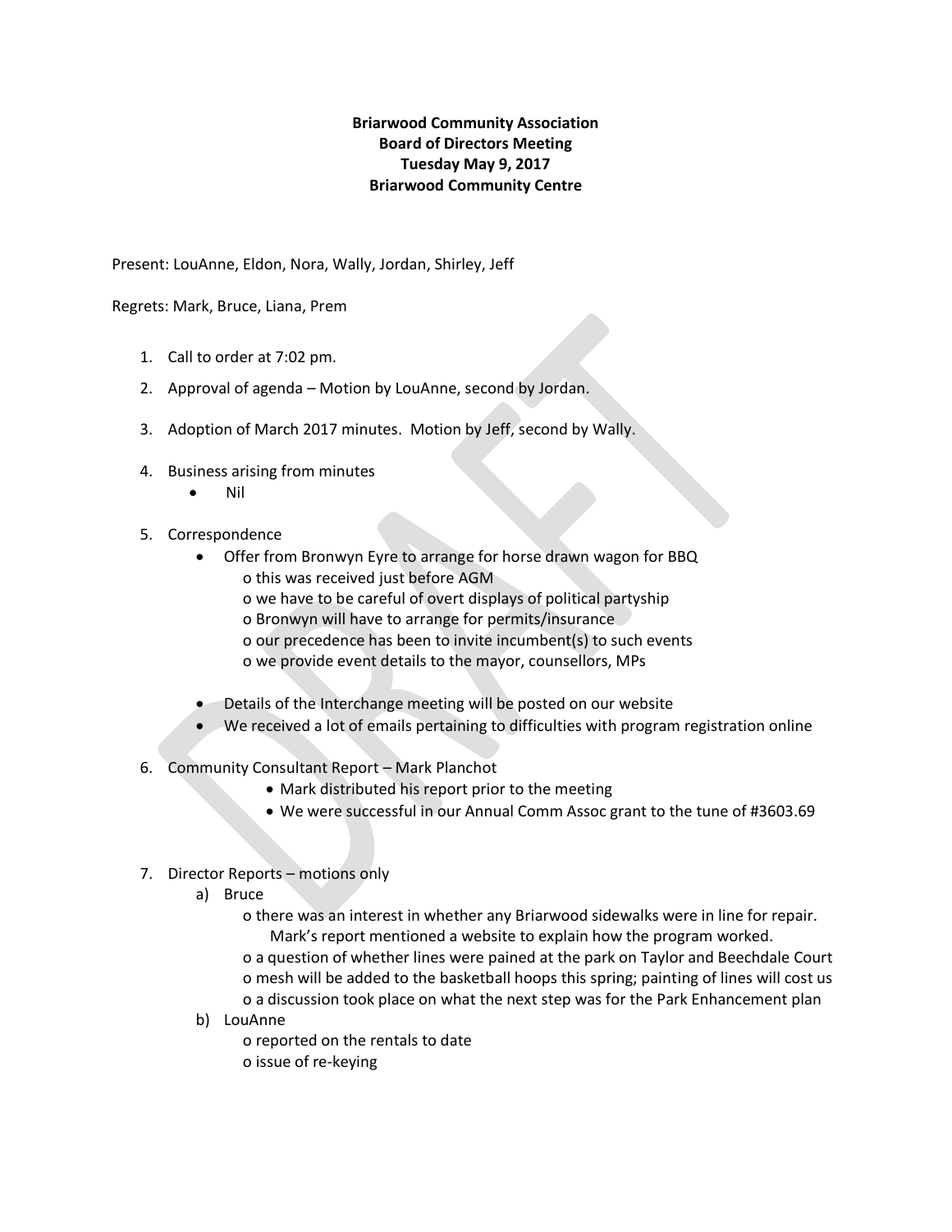**Briarwood Community Association**
**Board of Directors Meeting**
**Tuesday May 9, 2017**
**Briarwood Community Centre**

Present: LouAnne, Eldon, Nora, Wally, Jordan, Shirley, Jeff

Regrets: Mark, Bruce, Liana, Prem

1. Call to order at 7:02 pm.
2. Approval of agenda – Motion by LouAnne, second by Jordan.
3. Adoption of March 2017 minutes. Motion by Jeff, second by Wally.
4. Business arising from minutes
   - Nil
5. Correspondence
   - Offer from Bronwyn Eyre to arrange for horse drawn wagon for BBQ
     - this was received just before AGM
     - we have to be careful of overt displays of political partyship
     - Bronwyn will have to arrange for permits/insurance
     - our precedence has been to invite incumbent(s) to such events
     - we provide event details to the mayor, counsellors, MPs
   - Details of the Interchange meeting will be posted on our website
   - We received a lot of emails pertaining to difficulties with program registration online
6. Community Consultant Report – Mark Planchot
   - Mark distributed his report prior to the meeting
   - We were successful in our Annual Comm Assoc grant to the tune of #3603.69
7. Director Reports – motions only
   a) Bruce
      - there was an interest in whether any Briarwood sidewalks were in line for repair. Mark's report mentioned a website to explain how the program worked.
      - a question of whether lines were pained at the park on Taylor and Beechdale Court
      - mesh will be added to the basketball hoops this spring; painting of lines will cost us
      - a discussion took place on what the next step was for the Park Enhancement plan
   
   b) LouAnne
      - reported on the rentals to date
      - issue of re-keying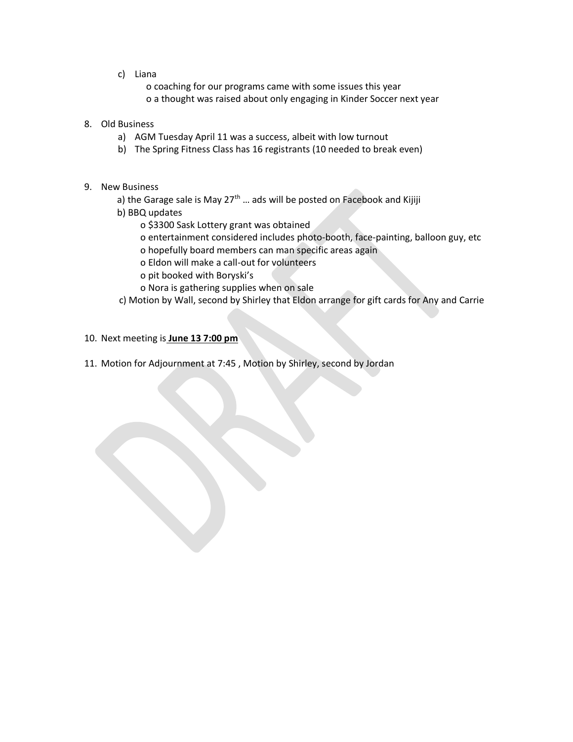c) Liana
   - o coaching for our programs came with some issues this year
   - o a thought was raised about only engaging in Kinder Soccer next year

8. Old Business
   a) AGM Tuesday April 11 was a success, albeit with low turnout
   b) The Spring Fitness Class has 16 registrants (10 needed to break even)

9. New Business
   a) the Garage sale is May 27th … ads will be posted on Facebook and Kijiji
   b) BBQ updates
      - o $3300 Sask Lottery grant was obtained
      - o entertainment considered includes photo-booth, face-painting, balloon guy, etc
      - o hopefully board members can man specific areas again
      - o Eldon will make a call-out for volunteers
      - o pit booked with Boryski's
      - o Nora is gathering supplies when on sale
   c) Motion by Wall, second by Shirley that Eldon arrange for gift cards for Any and Carrie

10. Next meeting is **June 13 7:00 pm**

11. Motion for Adjournment at 7:45 , Motion by Shirley, second by Jordan

DRAFT